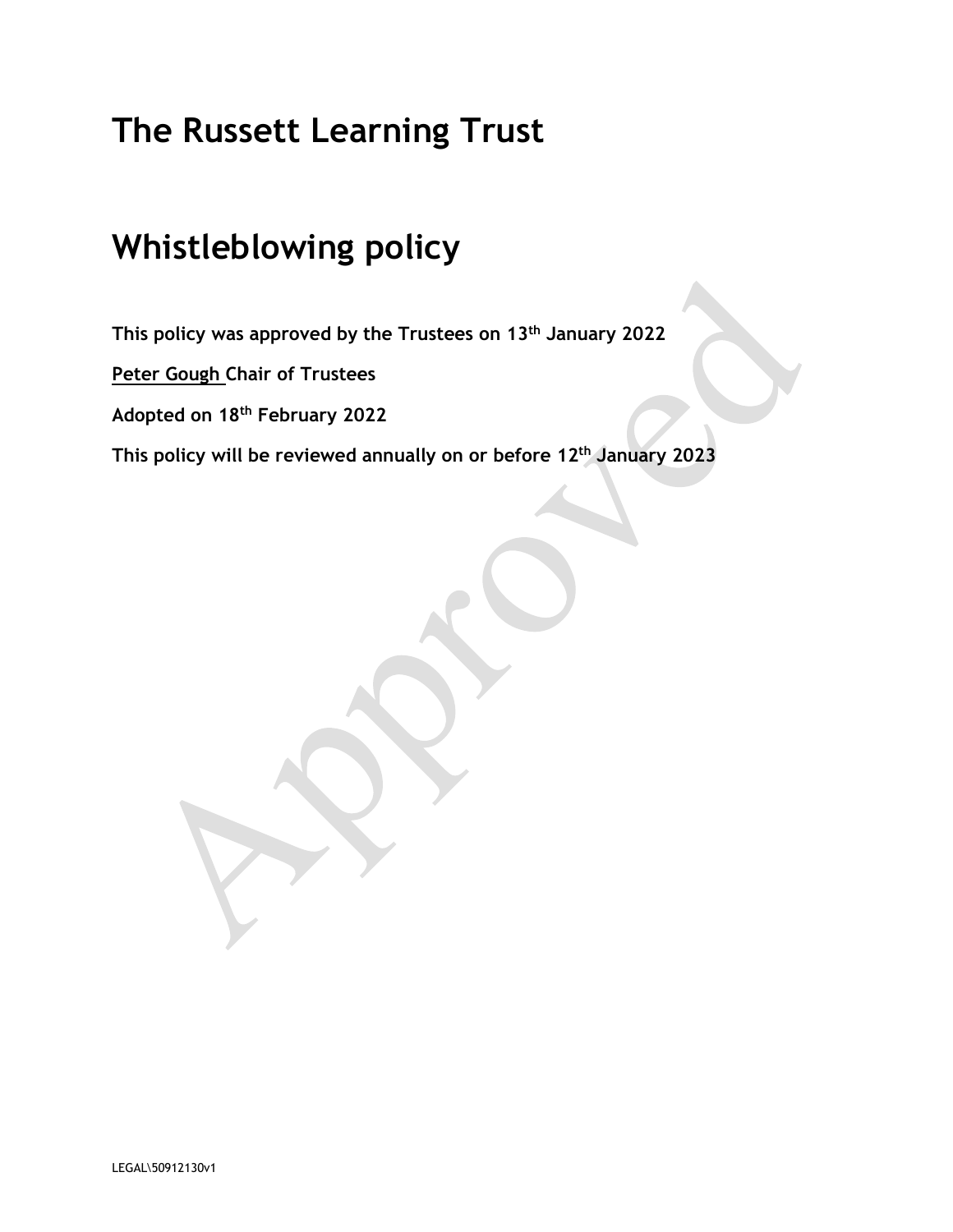# The Russett Learning Trust

# Whistleblowing policy

**This policy was approved by the Trustees on 13th January 2022**

**Peter Gough Chair of Trustees**

**Adopted on 18th February 2022**

**This policy will be reviewed annually on or before 12th January 2023**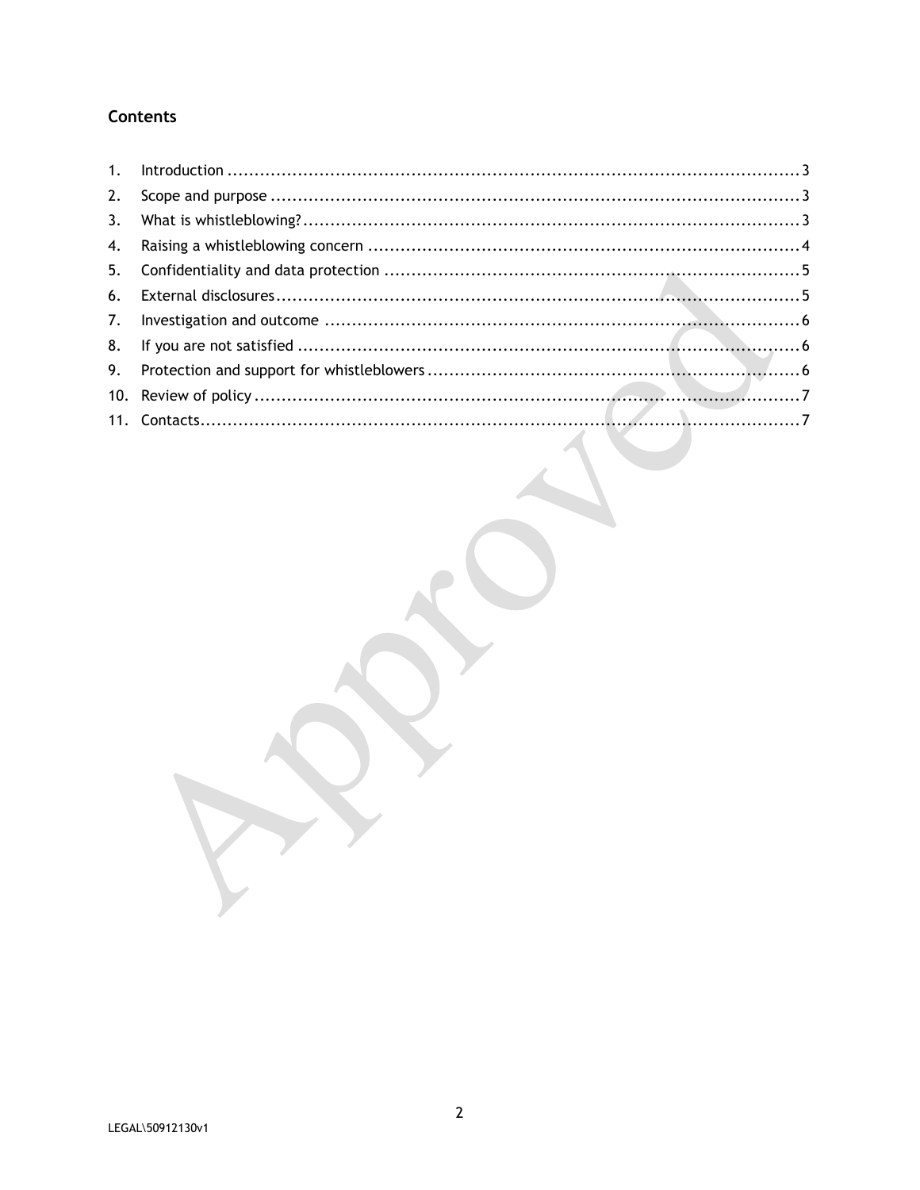## Contents

| | | |
|---|---|---|
| 1. | Introduction | 3 |
| 2. | Scope and purpose | 3 |
| 3. | What is whistleblowing? | 3 |
| 4. | Raising a whistleblowing concern | 4 |
| 5. | Confidentiality and data protection | 5 |
| 6. | External disclosures | 5 |
| 7. | Investigation and outcome | 6 |
| 8. | If you are not satisfied | 6 |
| 9. | Protection and support for whistleblowers | 6 |
| 10. | Review of policy | 7 |
| 11. | Contacts | 7 |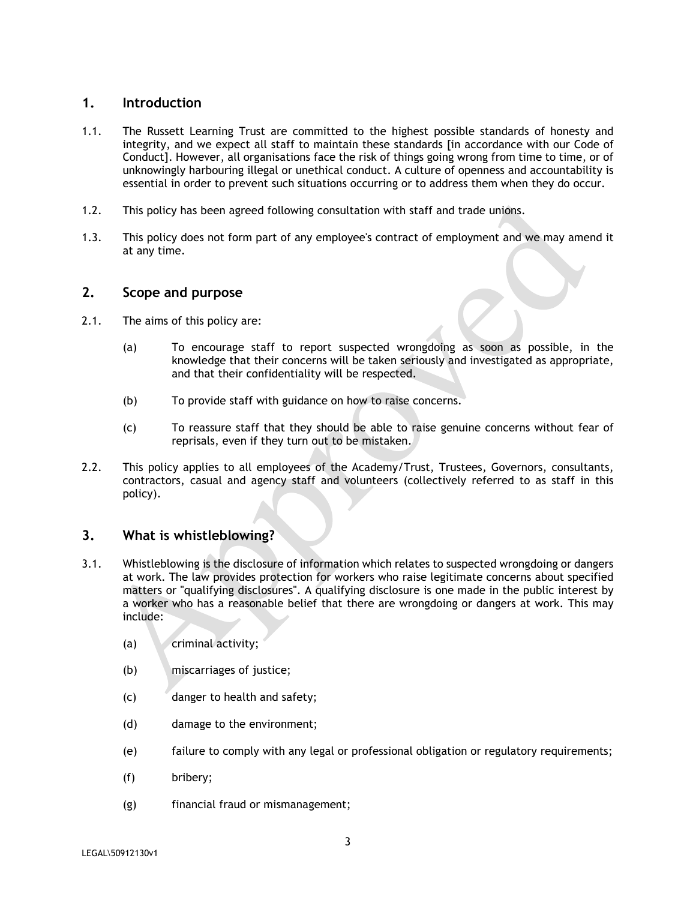## 1. Introduction

1.1. The Russett Learning Trust are committed to the highest possible standards of honesty and integrity, and we expect all staff to maintain these standards [in accordance with our Code of Conduct]. However, all organisations face the risk of things going wrong from time to time, or of unknowingly harbouring illegal or unethical conduct. A culture of openness and accountability is essential in order to prevent such situations occurring or to address them when they do occur.

1.2. This policy has been agreed following consultation with staff and trade unions.

1.3. This policy does not form part of any employee's contract of employment and we may amend it at any time.

## 2. Scope and purpose

2.1. The aims of this policy are:

(a) To encourage staff to report suspected wrongdoing as soon as possible, in the knowledge that their concerns will be taken seriously and investigated as appropriate, and that their confidentiality will be respected.

(b) To provide staff with guidance on how to raise concerns.

(c) To reassure staff that they should be able to raise genuine concerns without fear of reprisals, even if they turn out to be mistaken.

2.2. This policy applies to all employees of the Academy/Trust, Trustees, Governors, consultants, contractors, casual and agency staff and volunteers (collectively referred to as staff in this policy).

## 3. What is whistleblowing?

3.1. Whistleblowing is the disclosure of information which relates to suspected wrongdoing or dangers at work. The law provides protection for workers who raise legitimate concerns about specified matters or "qualifying disclosures". A qualifying disclosure is one made in the public interest by a worker who has a reasonable belief that there are wrongdoing or dangers at work. This may include:

(a) criminal activity;

(b) miscarriages of justice;

(c) danger to health and safety;

(d) damage to the environment;

(e) failure to comply with any legal or professional obligation or regulatory requirements;

(f) bribery;

(g) financial fraud or mismanagement;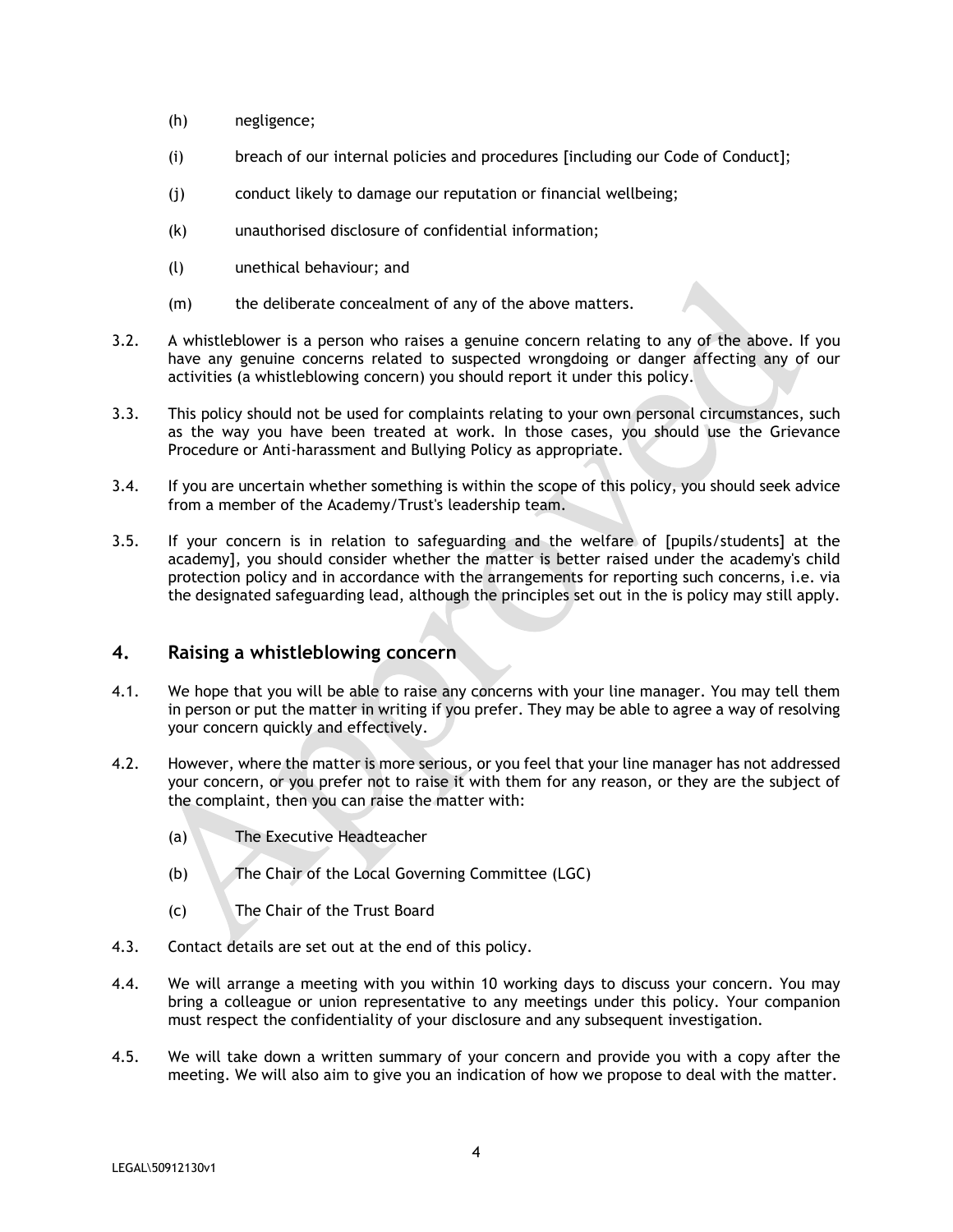(h) negligence;

(i) breach of our internal policies and procedures [including our Code of Conduct];

(j) conduct likely to damage our reputation or financial wellbeing;

(k) unauthorised disclosure of confidential information;

(l) unethical behaviour; and

(m) the deliberate concealment of any of the above matters.

3.2. A whistleblower is a person who raises a genuine concern relating to any of the above. If you have any genuine concerns related to suspected wrongdoing or danger affecting any of our activities (a whistleblowing concern) you should report it under this policy.

3.3. This policy should not be used for complaints relating to your own personal circumstances, such as the way you have been treated at work. In those cases, you should use the Grievance Procedure or Anti-harassment and Bullying Policy as appropriate.

3.4. If you are uncertain whether something is within the scope of this policy, you should seek advice from a member of the Academy/Trust's leadership team.

3.5. If your concern is in relation to safeguarding and the welfare of [pupils/students] at the academy], you should consider whether the matter is better raised under the academy's child protection policy and in accordance with the arrangements for reporting such concerns, i.e. via the designated safeguarding lead, although the principles set out in the is policy may still apply.

## 4. Raising a whistleblowing concern

4.1. We hope that you will be able to raise any concerns with your line manager. You may tell them in person or put the matter in writing if you prefer. They may be able to agree a way of resolving your concern quickly and effectively.

4.2. However, where the matter is more serious, or you feel that your line manager has not addressed your concern, or you prefer not to raise it with them for any reason, or they are the subject of the complaint, then you can raise the matter with:

(a) The Executive Headteacher

(b) The Chair of the Local Governing Committee (LGC)

(c) The Chair of the Trust Board

4.3. Contact details are set out at the end of this policy.

4.4. We will arrange a meeting with you within 10 working days to discuss your concern. You may bring a colleague or union representative to any meetings under this policy. Your companion must respect the confidentiality of your disclosure and any subsequent investigation.

4.5. We will take down a written summary of your concern and provide you with a copy after the meeting. We will also aim to give you an indication of how we propose to deal with the matter.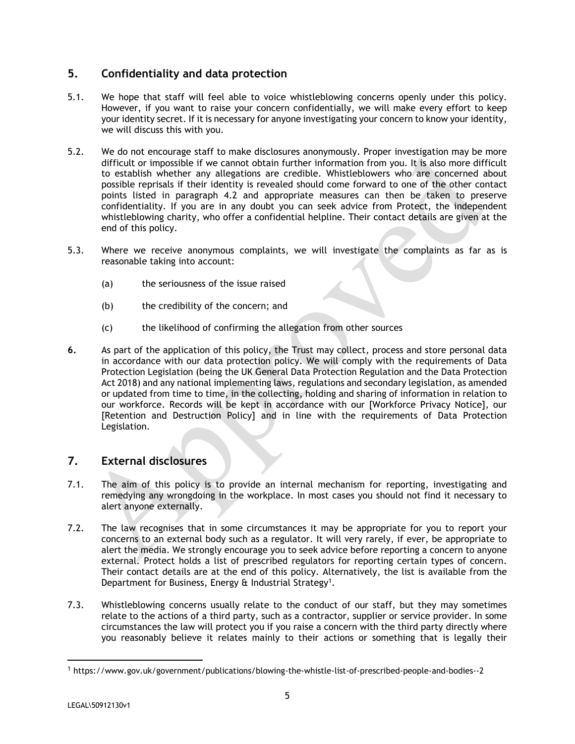## 5. Confidentiality and data protection

5.1. We hope that staff will feel able to voice whistleblowing concerns openly under this policy. However, if you want to raise your concern confidentially, we will make every effort to keep your identity secret. If it is necessary for anyone investigating your concern to know your identity, we will discuss this with you.

5.2. We do not encourage staff to make disclosures anonymously. Proper investigation may be more difficult or impossible if we cannot obtain further information from you. It is also more difficult to establish whether any allegations are credible. Whistleblowers who are concerned about possible reprisals if their identity is revealed should come forward to one of the other contact points listed in paragraph 4.2 and appropriate measures can then be taken to preserve confidentiality. If you are in any doubt you can seek advice from Protect, the independent whistleblowing charity, who offer a confidential helpline. Their contact details are given at the end of this policy.

5.3. Where we receive anonymous complaints, we will investigate the complaints as far as is reasonable taking into account:

(a) the seriousness of the issue raised

(b) the credibility of the concern; and

(c) the likelihood of confirming the allegation from other sources

**6.** As part of the application of this policy, the Trust may collect, process and store personal data in accordance with our data protection policy. We will comply with the requirements of Data Protection Legislation (being the UK General Data Protection Regulation and the Data Protection Act 2018) and any national implementing laws, regulations and secondary legislation, as amended or updated from time to time, in the collecting, holding and sharing of information in relation to our workforce. Records will be kept in accordance with our [Workforce Privacy Notice], our [Retention and Destruction Policy] and in line with the requirements of Data Protection Legislation.

## 7. External disclosures

7.1. The aim of this policy is to provide an internal mechanism for reporting, investigating and remedying any wrongdoing in the workplace. In most cases you should not find it necessary to alert anyone externally.

7.2. The law recognises that in some circumstances it may be appropriate for you to report your concerns to an external body such as a regulator. It will very rarely, if ever, be appropriate to alert the media. We strongly encourage you to seek advice before reporting a concern to anyone external. Protect holds a list of prescribed regulators for reporting certain types of concern. Their contact details are at the end of this policy. Alternatively, the list is available from the Department for Business, Energy & Industrial Strategy[1].

7.3. Whistleblowing concerns usually relate to the conduct of our staff, but they may sometimes relate to the actions of a third party, such as a contractor, supplier or service provider. In some circumstances the law will protect you if you raise a concern with the third party directly where you reasonably believe it relates mainly to their actions or something that is legally their

[1] https://www.gov.uk/government/publications/blowing-the-whistle-list-of-prescribed-people-and-bodies--2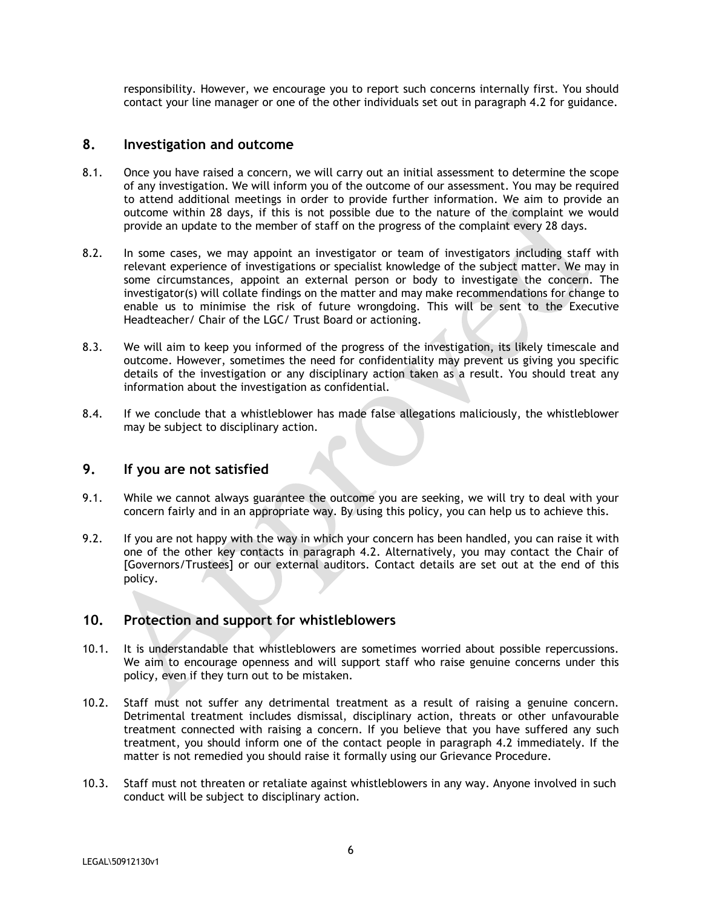responsibility. However, we encourage you to report such concerns internally first. You should contact your line manager or one of the other individuals set out in paragraph 4.2 for guidance.

## 8. Investigation and outcome

8.1. Once you have raised a concern, we will carry out an initial assessment to determine the scope of any investigation. We will inform you of the outcome of our assessment. You may be required to attend additional meetings in order to provide further information. We aim to provide an outcome within 28 days, if this is not possible due to the nature of the complaint we would provide an update to the member of staff on the progress of the complaint every 28 days.

8.2. In some cases, we may appoint an investigator or team of investigators including staff with relevant experience of investigations or specialist knowledge of the subject matter. We may in some circumstances, appoint an external person or body to investigate the concern. The investigator(s) will collate findings on the matter and may make recommendations for change to enable us to minimise the risk of future wrongdoing. This will be sent to the Executive Headteacher/ Chair of the LGC/ Trust Board or actioning.

8.3. We will aim to keep you informed of the progress of the investigation, its likely timescale and outcome. However, sometimes the need for confidentiality may prevent us giving you specific details of the investigation or any disciplinary action taken as a result. You should treat any information about the investigation as confidential.

8.4. If we conclude that a whistleblower has made false allegations maliciously, the whistleblower may be subject to disciplinary action.

## 9. If you are not satisfied

9.1. While we cannot always guarantee the outcome you are seeking, we will try to deal with your concern fairly and in an appropriate way. By using this policy, you can help us to achieve this.

9.2. If you are not happy with the way in which your concern has been handled, you can raise it with one of the other key contacts in paragraph 4.2. Alternatively, you may contact the Chair of [Governors/Trustees] or our external auditors. Contact details are set out at the end of this policy.

## 10. Protection and support for whistleblowers

10.1. It is understandable that whistleblowers are sometimes worried about possible repercussions. We aim to encourage openness and will support staff who raise genuine concerns under this policy, even if they turn out to be mistaken.

10.2. Staff must not suffer any detrimental treatment as a result of raising a genuine concern. Detrimental treatment includes dismissal, disciplinary action, threats or other unfavourable treatment connected with raising a concern. If you believe that you have suffered any such treatment, you should inform one of the contact people in paragraph 4.2 immediately. If the matter is not remedied you should raise it formally using our Grievance Procedure.

10.3. Staff must not threaten or retaliate against whistleblowers in any way. Anyone involved in such conduct will be subject to disciplinary action.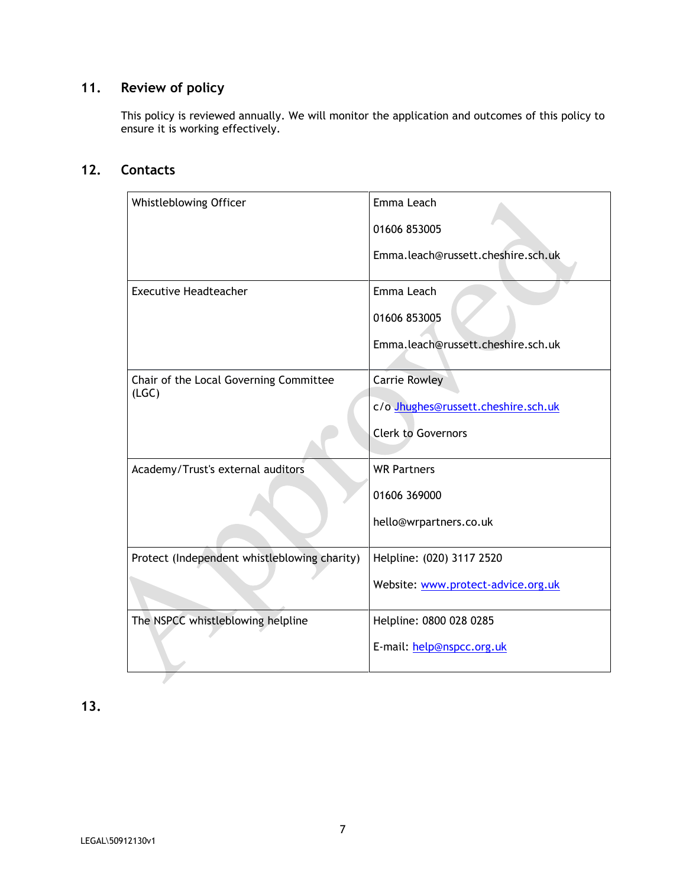## 11. Review of policy

This policy is reviewed annually. We will monitor the application and outcomes of this policy to ensure it is working effectively.

## 12. Contacts

| | |
|---|---|
| Whistleblowing Officer | Emma Leach<br><br>01606 853005<br><br>Emma.leach@russett.cheshire.sch.uk |
| Executive Headteacher | Emma Leach<br><br>01606 853005<br><br>Emma.leach@russett.cheshire.sch.uk |
| Chair of the Local Governing Committee (LGC) | Carrie Rowley<br><br>c/o Jhughes@russett.cheshire.sch.uk<br><br>Clerk to Governors |
| Academy/Trust's external auditors | WR Partners<br><br>01606 369000<br><br>hello@wrpartners.co.uk |
| Protect (Independent whistleblowing charity) | Helpline: (020) 3117 2520<br><br>Website: www.protect-advice.org.uk |
| The NSPCC whistleblowing helpline | Helpline: 0800 028 0285<br><br>E-mail: help@nspcc.org.uk |

## 13.

LEGAL\50912130v1